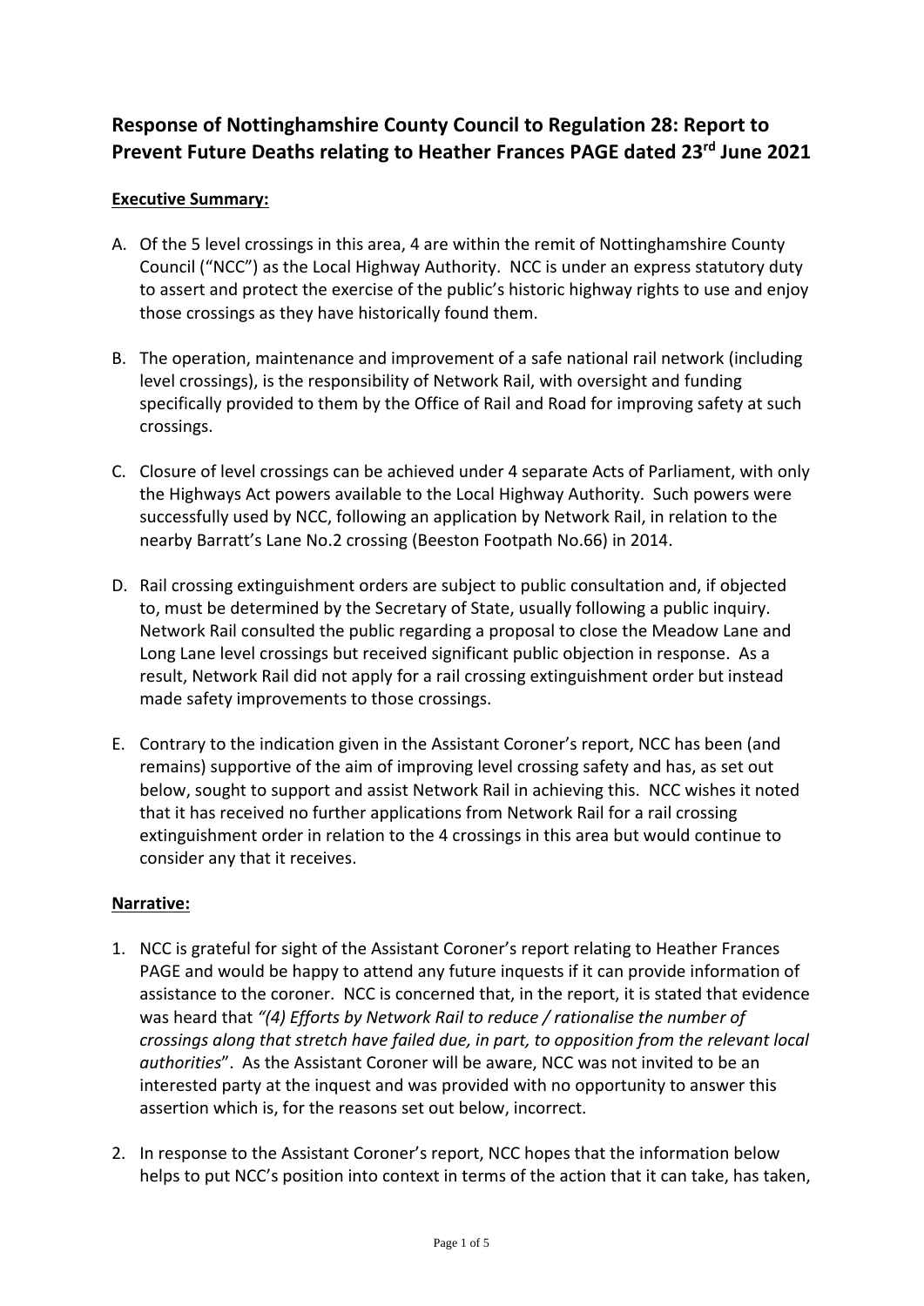# Response of Nottinghamshire County Council to Regulation 28: Report to Prevent Future Deaths relating to Heather Frances PAGE dated 23rd June 2021

**Executive Summary:**

A. Of the 5 level crossings in this area, 4 are within the remit of Nottinghamshire County Council ("NCC") as the Local Highway Authority. NCC is under an express statutory duty to assert and protect the exercise of the public's historic highway rights to use and enjoy those crossings as they have historically found them.

B. The operation, maintenance and improvement of a safe national rail network (including level crossings), is the responsibility of Network Rail, with oversight and funding specifically provided to them by the Office of Rail and Road for improving safety at such crossings.

C. Closure of level crossings can be achieved under 4 separate Acts of Parliament, with only the Highways Act powers available to the Local Highway Authority. Such powers were successfully used by NCC, following an application by Network Rail, in relation to the nearby Barratt's Lane No.2 crossing (Beeston Footpath No.66) in 2014.

D. Rail crossing extinguishment orders are subject to public consultation and, if objected to, must be determined by the Secretary of State, usually following a public inquiry. Network Rail consulted the public regarding a proposal to close the Meadow Lane and Long Lane level crossings but received significant public objection in response. As a result, Network Rail did not apply for a rail crossing extinguishment order but instead made safety improvements to those crossings.

E. Contrary to the indication given in the Assistant Coroner's report, NCC has been (and remains) supportive of the aim of improving level crossing safety and has, as set out below, sought to support and assist Network Rail in achieving this. NCC wishes it noted that it has received no further applications from Network Rail for a rail crossing extinguishment order in relation to the 4 crossings in this area but would continue to consider any that it receives.

**Narrative:**

1. NCC is grateful for sight of the Assistant Coroner's report relating to Heather Frances PAGE and would be happy to attend any future inquests if it can provide information of assistance to the coroner. NCC is concerned that, in the report, it is stated that evidence was heard that *"(4) Efforts by Network Rail to reduce / rationalise the number of crossings along that stretch have failed due, in part, to opposition from the relevant local authorities*". As the Assistant Coroner will be aware, NCC was not invited to be an interested party at the inquest and was provided with no opportunity to answer this assertion which is, for the reasons set out below, incorrect.

2. In response to the Assistant Coroner's report, NCC hopes that the information below helps to put NCC's position into context in terms of the action that it can take, has taken,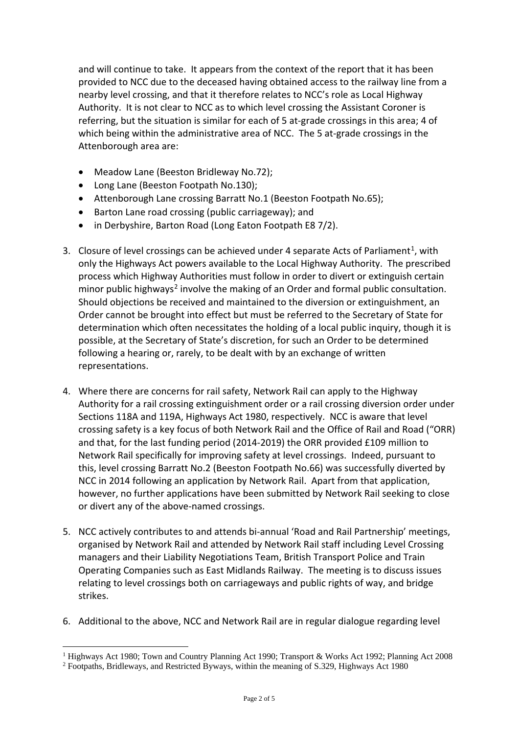and will continue to take. It appears from the context of the report that it has been provided to NCC due to the deceased having obtained access to the railway line from a nearby level crossing, and that it therefore relates to NCC's role as Local Highway Authority. It is not clear to NCC as to which level crossing the Assistant Coroner is referring, but the situation is similar for each of 5 at-grade crossings in this area; 4 of which being within the administrative area of NCC. The 5 at-grade crossings in the Attenborough area are:

- Meadow Lane (Beeston Bridleway No.72);
- Long Lane (Beeston Footpath No.130);
- Attenborough Lane crossing Barratt No.1 (Beeston Footpath No.65);
- Barton Lane road crossing (public carriageway); and
- in Derbyshire, Barton Road (Long Eaton Footpath E8 7/2).

3. Closure of level crossings can be achieved under 4 separate Acts of Parliament[1], with only the Highways Act powers available to the Local Highway Authority. The prescribed process which Highway Authorities must follow in order to divert or extinguish certain minor public highways[2] involve the making of an Order and formal public consultation. Should objections be received and maintained to the diversion or extinguishment, an Order cannot be brought into effect but must be referred to the Secretary of State for determination which often necessitates the holding of a local public inquiry, though it is possible, at the Secretary of State's discretion, for such an Order to be determined following a hearing or, rarely, to be dealt with by an exchange of written representations.

4. Where there are concerns for rail safety, Network Rail can apply to the Highway Authority for a rail crossing extinguishment order or a rail crossing diversion order under Sections 118A and 119A, Highways Act 1980, respectively. NCC is aware that level crossing safety is a key focus of both Network Rail and the Office of Rail and Road ("ORR) and that, for the last funding period (2014-2019) the ORR provided £109 million to Network Rail specifically for improving safety at level crossings. Indeed, pursuant to this, level crossing Barratt No.2 (Beeston Footpath No.66) was successfully diverted by NCC in 2014 following an application by Network Rail. Apart from that application, however, no further applications have been submitted by Network Rail seeking to close or divert any of the above-named crossings.

5. NCC actively contributes to and attends bi-annual 'Road and Rail Partnership' meetings, organised by Network Rail and attended by Network Rail staff including Level Crossing managers and their Liability Negotiations Team, British Transport Police and Train Operating Companies such as East Midlands Railway. The meeting is to discuss issues relating to level crossings both on carriageways and public rights of way, and bridge strikes.

6. Additional to the above, NCC and Network Rail are in regular dialogue regarding level

---

[1] Highways Act 1980; Town and Country Planning Act 1990; Transport & Works Act 1992; Planning Act 2008

[2] Footpaths, Bridleways, and Restricted Byways, within the meaning of S.329, Highways Act 1980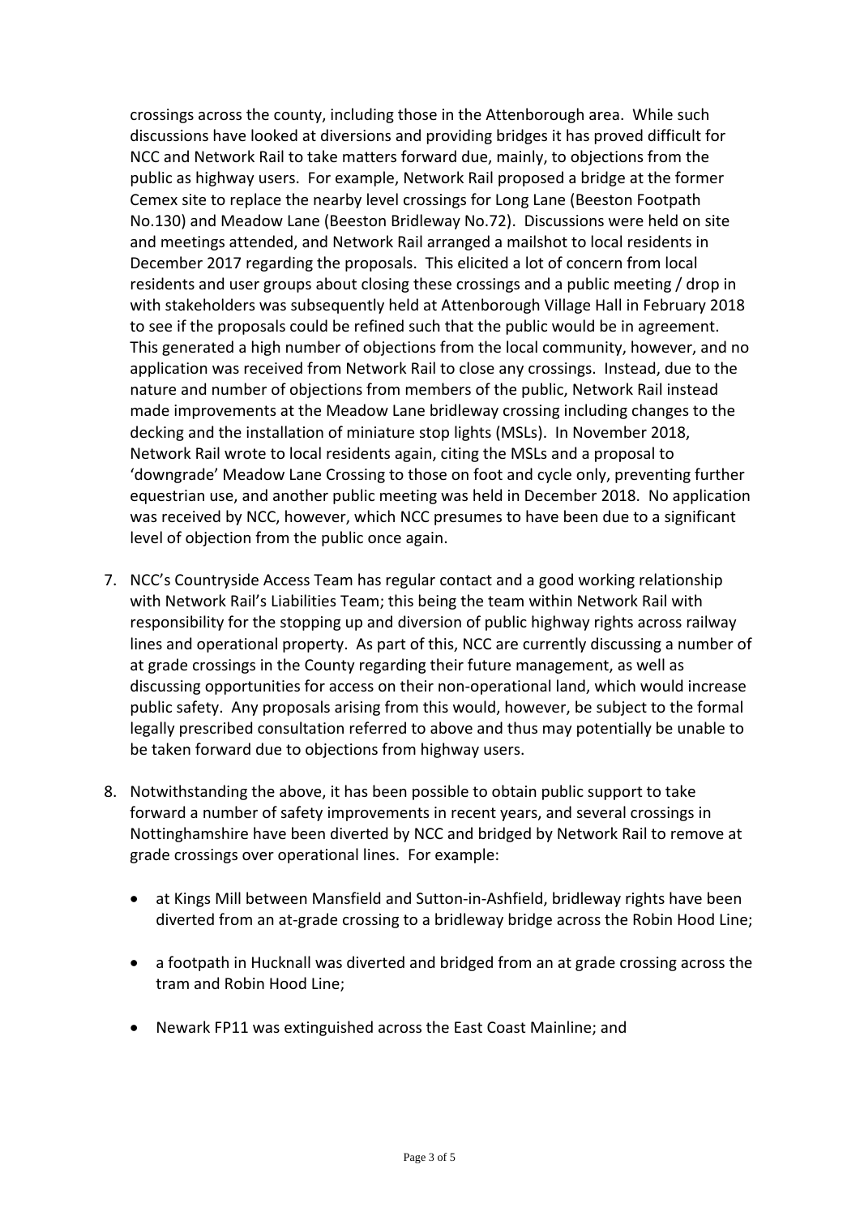crossings across the county, including those in the Attenborough area. While such discussions have looked at diversions and providing bridges it has proved difficult for NCC and Network Rail to take matters forward due, mainly, to objections from the public as highway users. For example, Network Rail proposed a bridge at the former Cemex site to replace the nearby level crossings for Long Lane (Beeston Footpath No.130) and Meadow Lane (Beeston Bridleway No.72). Discussions were held on site and meetings attended, and Network Rail arranged a mailshot to local residents in December 2017 regarding the proposals. This elicited a lot of concern from local residents and user groups about closing these crossings and a public meeting / drop in with stakeholders was subsequently held at Attenborough Village Hall in February 2018 to see if the proposals could be refined such that the public would be in agreement. This generated a high number of objections from the local community, however, and no application was received from Network Rail to close any crossings. Instead, due to the nature and number of objections from members of the public, Network Rail instead made improvements at the Meadow Lane bridleway crossing including changes to the decking and the installation of miniature stop lights (MSLs). In November 2018, Network Rail wrote to local residents again, citing the MSLs and a proposal to 'downgrade' Meadow Lane Crossing to those on foot and cycle only, preventing further equestrian use, and another public meeting was held in December 2018. No application was received by NCC, however, which NCC presumes to have been due to a significant level of objection from the public once again.

7. NCC's Countryside Access Team has regular contact and a good working relationship with Network Rail's Liabilities Team; this being the team within Network Rail with responsibility for the stopping up and diversion of public highway rights across railway lines and operational property. As part of this, NCC are currently discussing a number of at grade crossings in the County regarding their future management, as well as discussing opportunities for access on their non-operational land, which would increase public safety. Any proposals arising from this would, however, be subject to the formal legally prescribed consultation referred to above and thus may potentially be unable to be taken forward due to objections from highway users.

8. Notwithstanding the above, it has been possible to obtain public support to take forward a number of safety improvements in recent years, and several crossings in Nottinghamshire have been diverted by NCC and bridged by Network Rail to remove at grade crossings over operational lines. For example:

   - at Kings Mill between Mansfield and Sutton-in-Ashfield, bridleway rights have been diverted from an at-grade crossing to a bridleway bridge across the Robin Hood Line;

   - a footpath in Hucknall was diverted and bridged from an at grade crossing across the tram and Robin Hood Line;

   - Newark FP11 was extinguished across the East Coast Mainline; and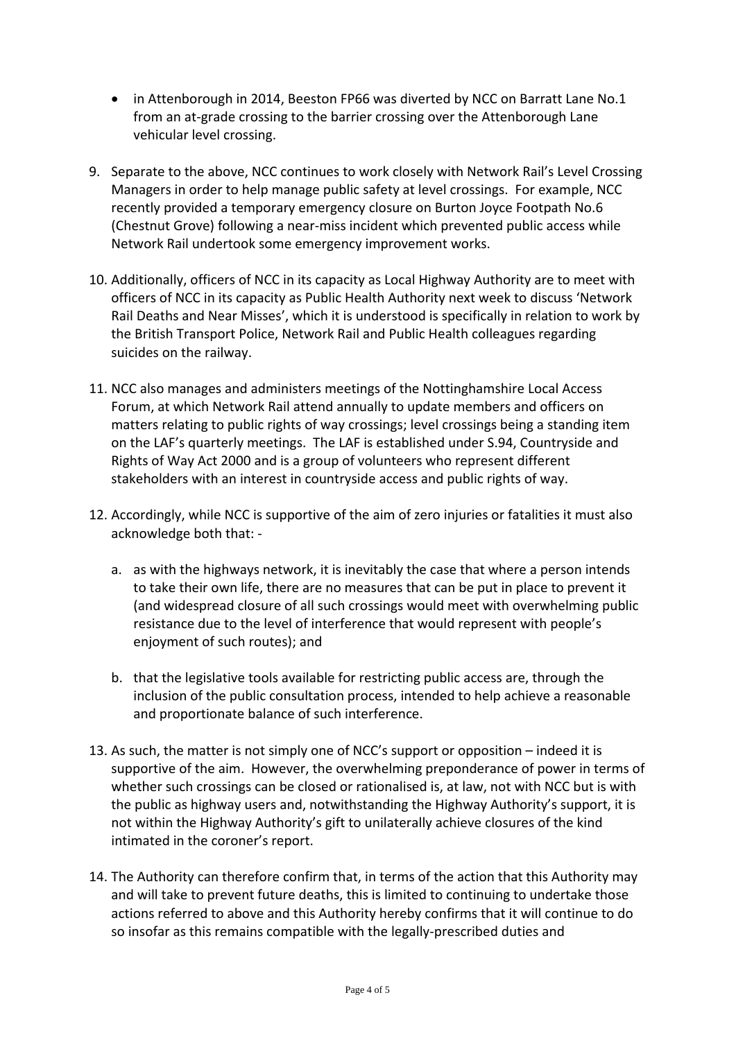- in Attenborough in 2014, Beeston FP66 was diverted by NCC on Barratt Lane No.1 from an at-grade crossing to the barrier crossing over the Attenborough Lane vehicular level crossing.

9. Separate to the above, NCC continues to work closely with Network Rail's Level Crossing Managers in order to help manage public safety at level crossings. For example, NCC recently provided a temporary emergency closure on Burton Joyce Footpath No.6 (Chestnut Grove) following a near-miss incident which prevented public access while Network Rail undertook some emergency improvement works.

10. Additionally, officers of NCC in its capacity as Local Highway Authority are to meet with officers of NCC in its capacity as Public Health Authority next week to discuss 'Network Rail Deaths and Near Misses', which it is understood is specifically in relation to work by the British Transport Police, Network Rail and Public Health colleagues regarding suicides on the railway.

11. NCC also manages and administers meetings of the Nottinghamshire Local Access Forum, at which Network Rail attend annually to update members and officers on matters relating to public rights of way crossings; level crossings being a standing item on the LAF's quarterly meetings. The LAF is established under S.94, Countryside and Rights of Way Act 2000 and is a group of volunteers who represent different stakeholders with an interest in countryside access and public rights of way.

12. Accordingly, while NCC is supportive of the aim of zero injuries or fatalities it must also acknowledge both that: -

    a. as with the highways network, it is inevitably the case that where a person intends to take their own life, there are no measures that can be put in place to prevent it (and widespread closure of all such crossings would meet with overwhelming public resistance due to the level of interference that would represent with people's enjoyment of such routes); and

    b. that the legislative tools available for restricting public access are, through the inclusion of the public consultation process, intended to help achieve a reasonable and proportionate balance of such interference.

13. As such, the matter is not simply one of NCC's support or opposition – indeed it is supportive of the aim. However, the overwhelming preponderance of power in terms of whether such crossings can be closed or rationalised is, at law, not with NCC but is with the public as highway users and, notwithstanding the Highway Authority's support, it is not within the Highway Authority's gift to unilaterally achieve closures of the kind intimated in the coroner's report.

14. The Authority can therefore confirm that, in terms of the action that this Authority may and will take to prevent future deaths, this is limited to continuing to undertake those actions referred to above and this Authority hereby confirms that it will continue to do so insofar as this remains compatible with the legally-prescribed duties and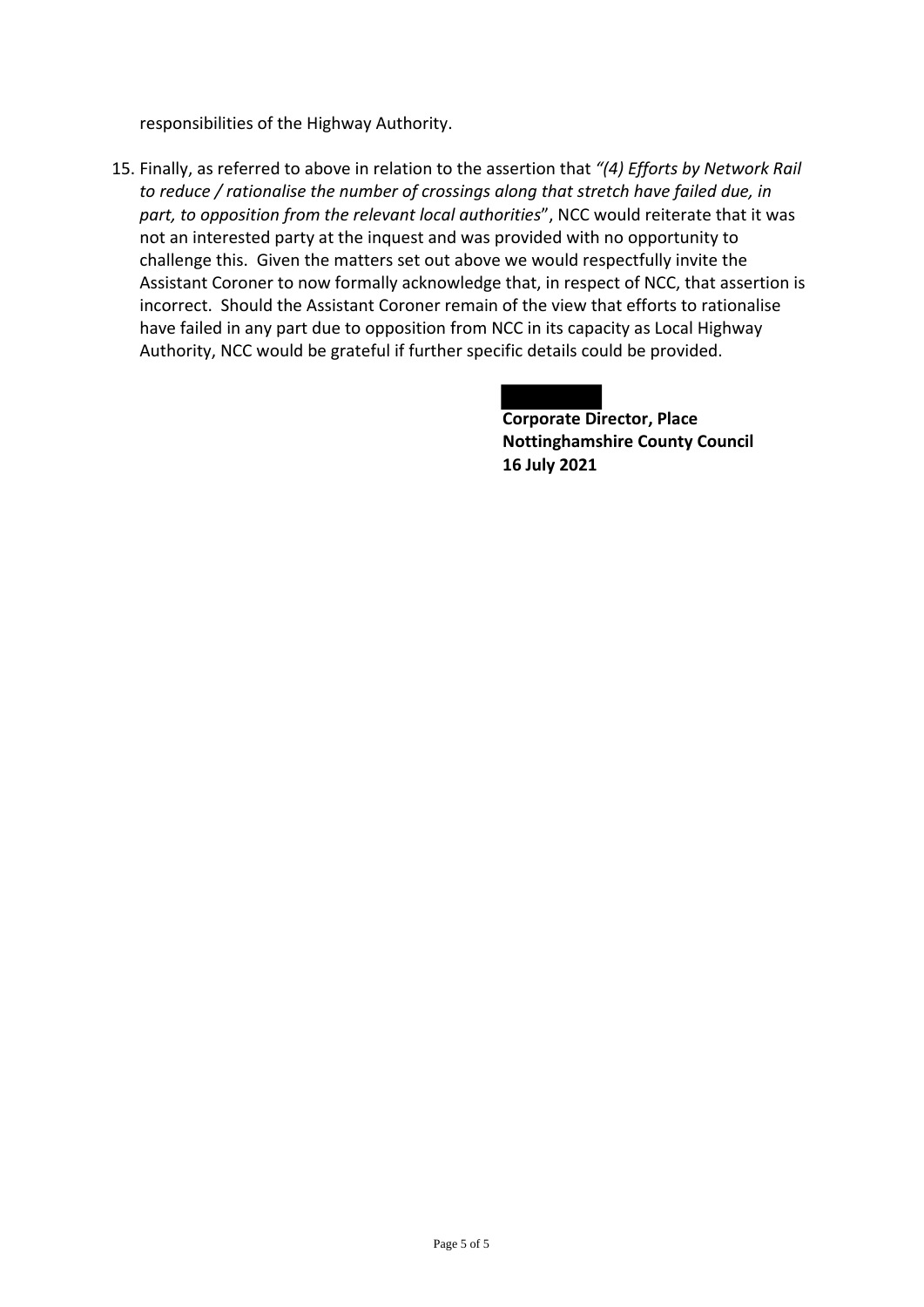responsibilities of the Highway Authority.

15. Finally, as referred to above in relation to the assertion that *"(4) Efforts by Network Rail to reduce / rationalise the number of crossings along that stretch have failed due, in part, to opposition from the relevant local authorities*", NCC would reiterate that it was not an interested party at the inquest and was provided with no opportunity to challenge this. Given the matters set out above we would respectfully invite the Assistant Coroner to now formally acknowledge that, in respect of NCC, that assertion is incorrect. Should the Assistant Coroner remain of the view that efforts to rationalise have failed in any part due to opposition from NCC in its capacity as Local Highway Authority, NCC would be grateful if further specific details could be provided.

**Corporate Director, Place**
**Nottinghamshire County Council**
**16 July 2021**